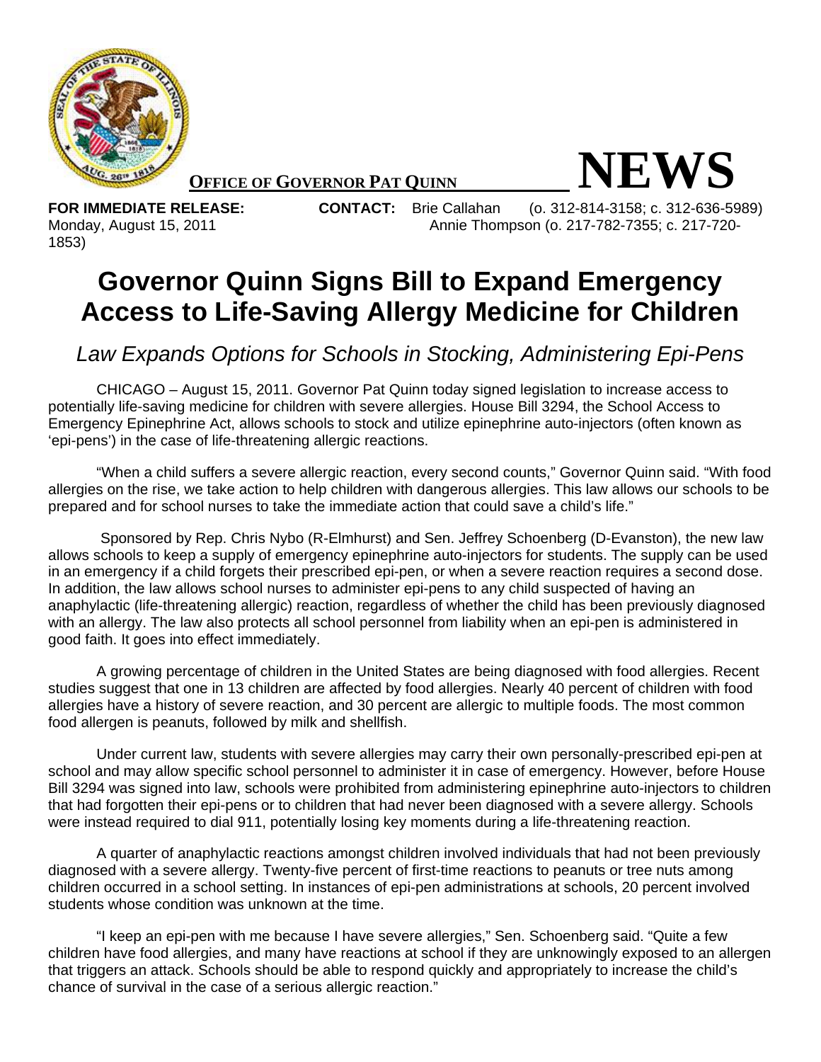**OFFICE OF GOVERNOR PAT QUINN** **NEWS**

**FOR IMMEDIATE RELEASE:** Monday, August 15, 2011

**CONTACT:** Brie Callahan (o. 312-814-3158; c. 312-636-5989)
Annie Thompson (o. 217-782-7355; c. 217-720-1853)

# Governor Quinn Signs Bill to Expand Emergency Access to Life-Saving Allergy Medicine for Children

## *Law Expands Options for Schools in Stocking, Administering Epi-Pens*

CHICAGO – August 15, 2011. Governor Pat Quinn today signed legislation to increase access to potentially life-saving medicine for children with severe allergies. House Bill 3294, the School Access to Emergency Epinephrine Act, allows schools to stock and utilize epinephrine auto-injectors (often known as 'epi-pens') in the case of life-threatening allergic reactions.

"When a child suffers a severe allergic reaction, every second counts," Governor Quinn said. "With food allergies on the rise, we take action to help children with dangerous allergies. This law allows our schools to be prepared and for school nurses to take the immediate action that could save a child's life."

Sponsored by Rep. Chris Nybo (R-Elmhurst) and Sen. Jeffrey Schoenberg (D-Evanston), the new law allows schools to keep a supply of emergency epinephrine auto-injectors for students. The supply can be used in an emergency if a child forgets their prescribed epi-pen, or when a severe reaction requires a second dose. In addition, the law allows school nurses to administer epi-pens to any child suspected of having an anaphylactic (life-threatening allergic) reaction, regardless of whether the child has been previously diagnosed with an allergy. The law also protects all school personnel from liability when an epi-pen is administered in good faith. It goes into effect immediately.

A growing percentage of children in the United States are being diagnosed with food allergies. Recent studies suggest that one in 13 children are affected by food allergies. Nearly 40 percent of children with food allergies have a history of severe reaction, and 30 percent are allergic to multiple foods. The most common food allergen is peanuts, followed by milk and shellfish.

Under current law, students with severe allergies may carry their own personally-prescribed epi-pen at school and may allow specific school personnel to administer it in case of emergency. However, before House Bill 3294 was signed into law, schools were prohibited from administering epinephrine auto-injectors to children that had forgotten their epi-pens or to children that had never been diagnosed with a severe allergy. Schools were instead required to dial 911, potentially losing key moments during a life-threatening reaction.

A quarter of anaphylactic reactions amongst children involved individuals that had not been previously diagnosed with a severe allergy. Twenty-five percent of first-time reactions to peanuts or tree nuts among children occurred in a school setting. In instances of epi-pen administrations at schools, 20 percent involved students whose condition was unknown at the time.

"I keep an epi-pen with me because I have severe allergies," Sen. Schoenberg said. "Quite a few children have food allergies, and many have reactions at school if they are unknowingly exposed to an allergen that triggers an attack. Schools should be able to respond quickly and appropriately to increase the child's chance of survival in the case of a serious allergic reaction."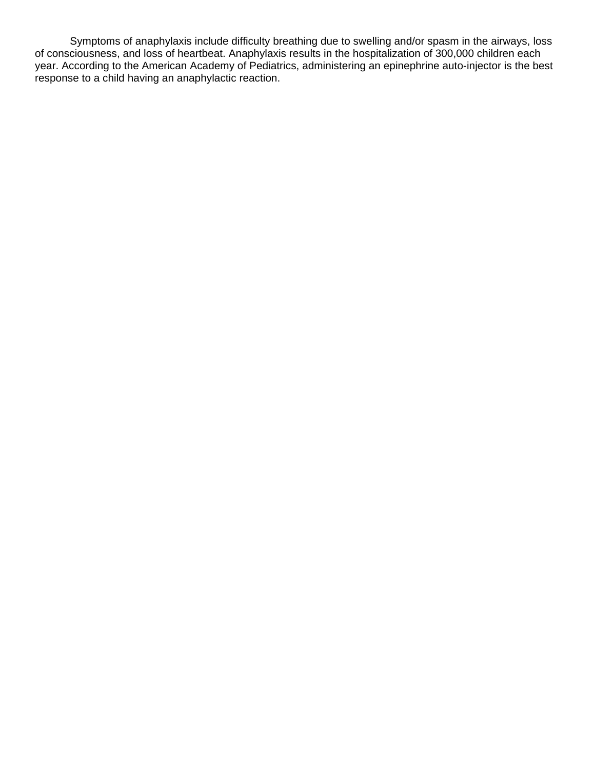Symptoms of anaphylaxis include difficulty breathing due to swelling and/or spasm in the airways, loss of consciousness, and loss of heartbeat. Anaphylaxis results in the hospitalization of 300,000 children each year. According to the American Academy of Pediatrics, administering an epinephrine auto-injector is the best response to a child having an anaphylactic reaction.